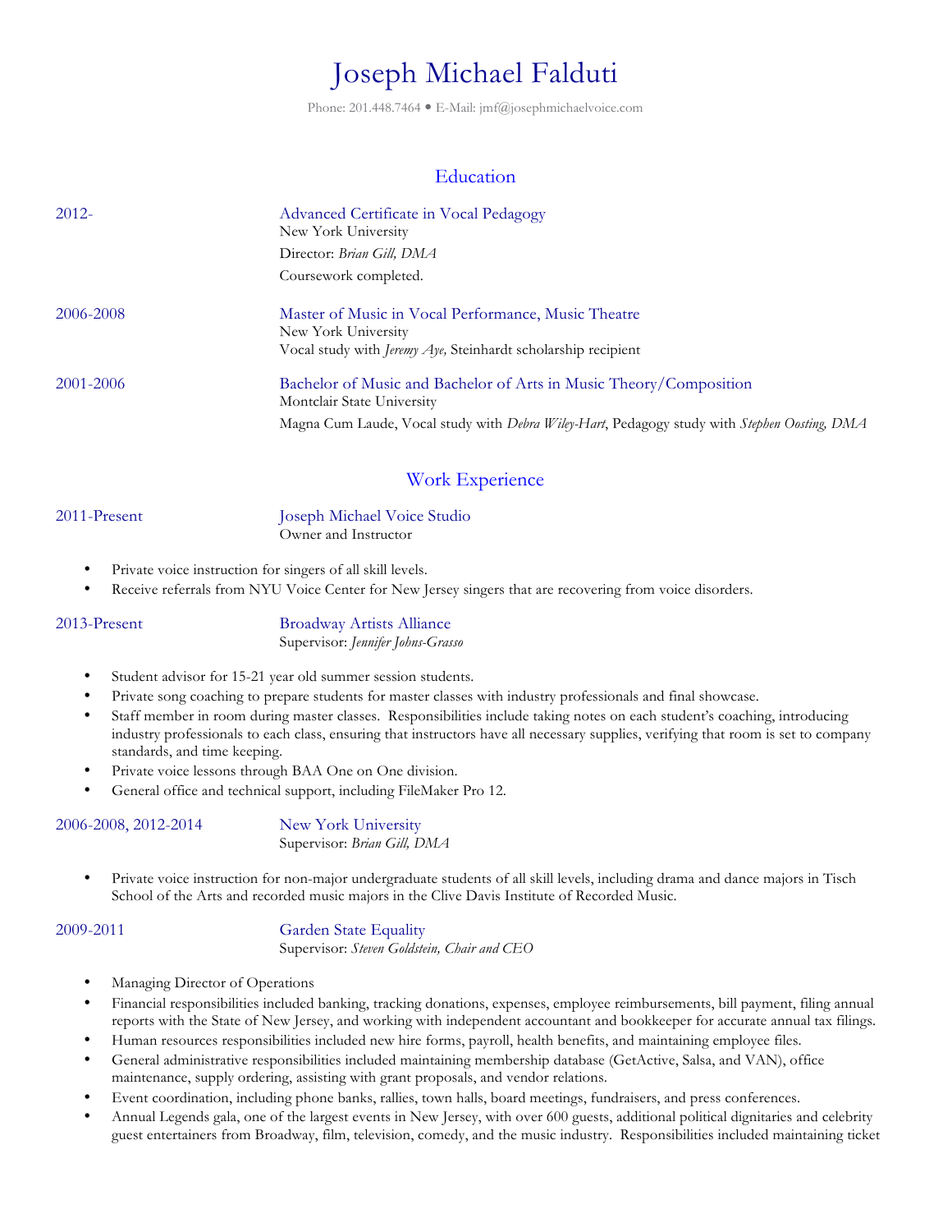# Joseph Michael Falduti

Phone: 201.448.7464 • E-Mail: jmf@josephmichaelvoice.com

## Education

**2012-** — Advanced Certificate in Vocal Pedagogy
New York University
Director: *Brian Gill, DMA*
Coursework completed.

**2006-2008** — Master of Music in Vocal Performance, Music Theatre
New York University
Vocal study with *Jeremy Aye,* Steinhardt scholarship recipient

**2001-2006** — Bachelor of Music and Bachelor of Arts in Music Theory/Composition
Montclair State University
Magna Cum Laude, Vocal study with *Debra Wiley-Hart*, Pedagogy study with *Stephen Oosting, DMA*

## Work Experience

**2011-Present** — Joseph Michael Voice Studio
Owner and Instructor

- Private voice instruction for singers of all skill levels.
- Receive referrals from NYU Voice Center for New Jersey singers that are recovering from voice disorders.

**2013-Present** — Broadway Artists Alliance
Supervisor: *Jennifer Johns-Grasso*

- Student advisor for 15-21 year old summer session students.
- Private song coaching to prepare students for master classes with industry professionals and final showcase.
- Staff member in room during master classes. Responsibilities include taking notes on each student's coaching, introducing industry professionals to each class, ensuring that instructors have all necessary supplies, verifying that room is set to company standards, and time keeping.
- Private voice lessons through BAA One on One division.
- General office and technical support, including FileMaker Pro 12.

**2006-2008, 2012-2014** — New York University
Supervisor: *Brian Gill, DMA*

- Private voice instruction for non-major undergraduate students of all skill levels, including drama and dance majors in Tisch School of the Arts and recorded music majors in the Clive Davis Institute of Recorded Music.

**2009-2011** — Garden State Equality
Supervisor: *Steven Goldstein, Chair and CEO*

- Managing Director of Operations
- Financial responsibilities included banking, tracking donations, expenses, employee reimbursements, bill payment, filing annual reports with the State of New Jersey, and working with independent accountant and bookkeeper for accurate annual tax filings.
- Human resources responsibilities included new hire forms, payroll, health benefits, and maintaining employee files.
- General administrative responsibilities included maintaining membership database (GetActive, Salsa, and VAN), office maintenance, supply ordering, assisting with grant proposals, and vendor relations.
- Event coordination, including phone banks, rallies, town halls, board meetings, fundraisers, and press conferences.
- Annual Legends gala, one of the largest events in New Jersey, with over 600 guests, additional political dignitaries and celebrity guest entertainers from Broadway, film, television, comedy, and the music industry. Responsibilities included maintaining ticket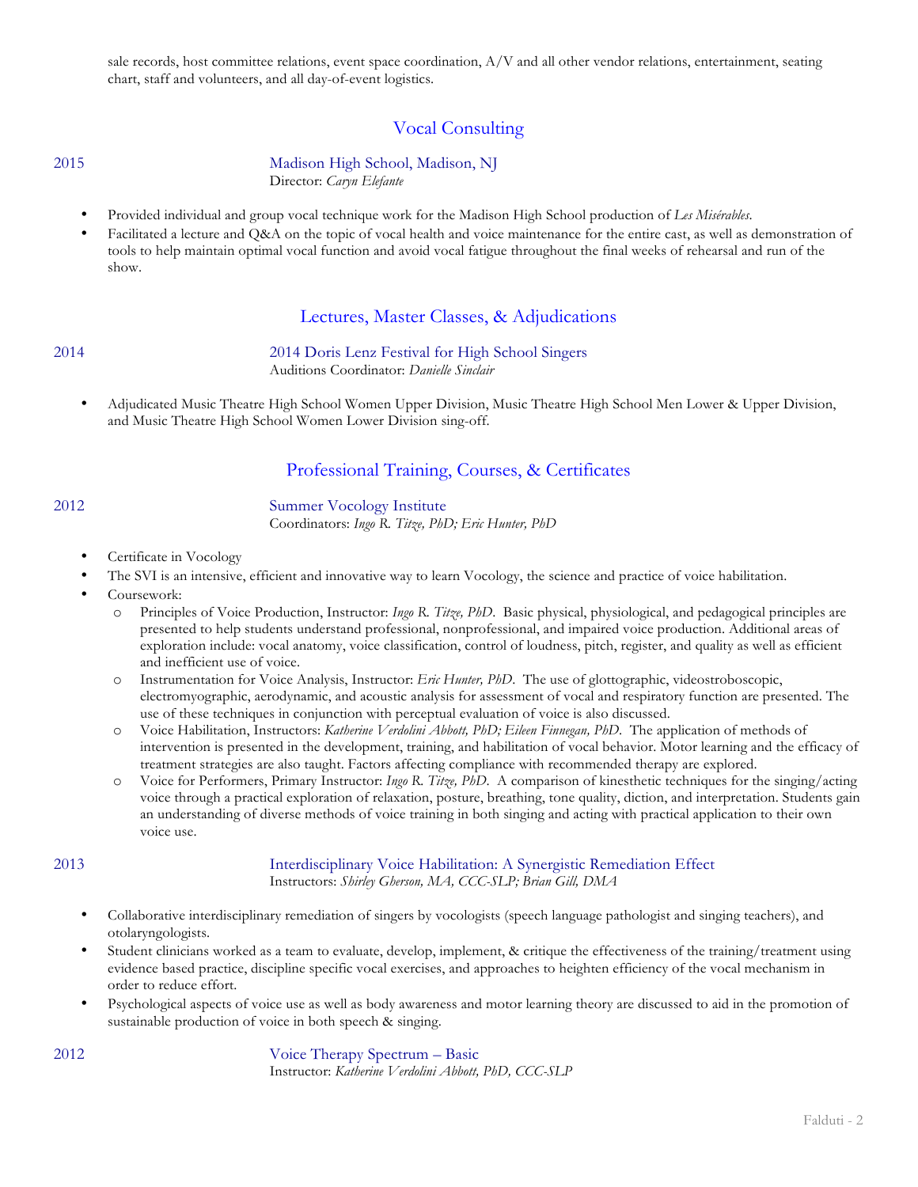sale records, host committee relations, event space coordination, A/V and all other vendor relations, entertainment, seating chart, staff and volunteers, and all day-of-event logistics.

## Vocal Consulting

2015 — Madison High School, Madison, NJ
Director: *Caryn Elefante*

- Provided individual and group vocal technique work for the Madison High School production of *Les Misérables*.
- Facilitated a lecture and Q&A on the topic of vocal health and voice maintenance for the entire cast, as well as demonstration of tools to help maintain optimal vocal function and avoid vocal fatigue throughout the final weeks of rehearsal and run of the show.

## Lectures, Master Classes, & Adjudications

2014 — 2014 Doris Lenz Festival for High School Singers
Auditions Coordinator: *Danielle Sinclair*

- Adjudicated Music Theatre High School Women Upper Division, Music Theatre High School Men Lower & Upper Division, and Music Theatre High School Women Lower Division sing-off.

## Professional Training, Courses, & Certificates

2012 — Summer Vocology Institute
Coordinators: *Ingo R. Titze, PhD; Eric Hunter, PhD*

- Certificate in Vocology
- The SVI is an intensive, efficient and innovative way to learn Vocology, the science and practice of voice habilitation.
- Coursework:
  - Principles of Voice Production, Instructor: *Ingo R. Titze, PhD*. Basic physical, physiological, and pedagogical principles are presented to help students understand professional, nonprofessional, and impaired voice production. Additional areas of exploration include: vocal anatomy, voice classification, control of loudness, pitch, register, and quality as well as efficient and inefficient use of voice.
  - Instrumentation for Voice Analysis, Instructor: *Eric Hunter, PhD*. The use of glottographic, videostroboscopic, electromyographic, aerodynamic, and acoustic analysis for assessment of vocal and respiratory function are presented. The use of these techniques in conjunction with perceptual evaluation of voice is also discussed.
  - Voice Habilitation, Instructors: *Katherine Verdolini Abbott, PhD; Eileen Finnegan, PhD*. The application of methods of intervention is presented in the development, training, and habilitation of vocal behavior. Motor learning and the efficacy of treatment strategies are also taught. Factors affecting compliance with recommended therapy are explored.
  - Voice for Performers, Primary Instructor: *Ingo R. Titze, PhD*. A comparison of kinesthetic techniques for the singing/acting voice through a practical exploration of relaxation, posture, breathing, tone quality, diction, and interpretation. Students gain an understanding of diverse methods of voice training in both singing and acting with practical application to their own voice use.

2013 — Interdisciplinary Voice Habilitation: A Synergistic Remediation Effect
Instructors: *Shirley Gherson, MA, CCC-SLP; Brian Gill, DMA*

- Collaborative interdisciplinary remediation of singers by vocologists (speech language pathologist and singing teachers), and otolaryngologists.
- Student clinicians worked as a team to evaluate, develop, implement, & critique the effectiveness of the training/treatment using evidence based practice, discipline specific vocal exercises, and approaches to heighten efficiency of the vocal mechanism in order to reduce effort.
- Psychological aspects of voice use as well as body awareness and motor learning theory are discussed to aid in the promotion of sustainable production of voice in both speech & singing.

2012 — Voice Therapy Spectrum – Basic
Instructor: *Katherine Verdolini Abbott, PhD, CCC-SLP*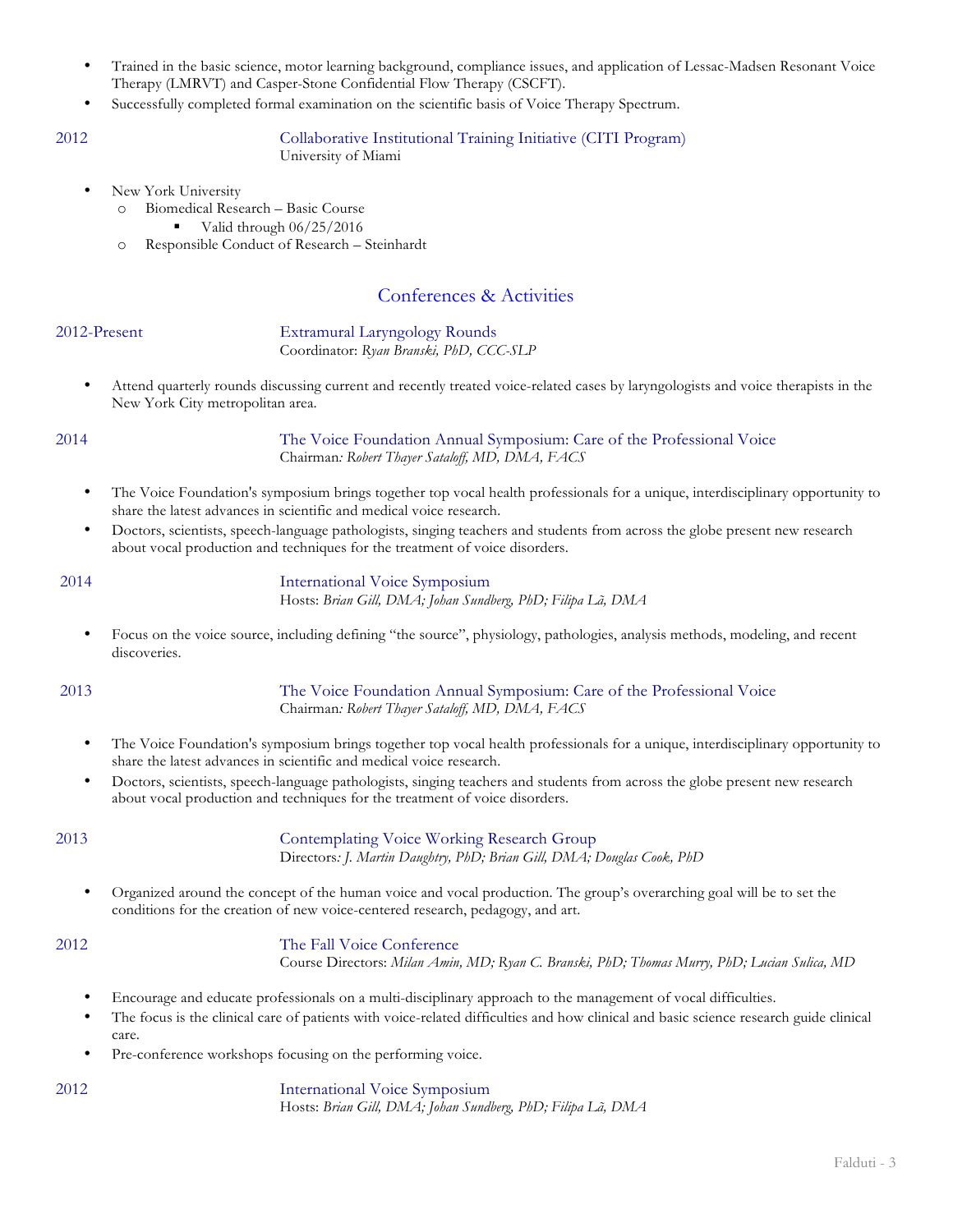- Trained in the basic science, motor learning background, compliance issues, and application of Lessac-Madsen Resonant Voice Therapy (LMRVT) and Casper-Stone Confidential Flow Therapy (CSCFT).
- Successfully completed formal examination on the scientific basis of Voice Therapy Spectrum.

2012 — Collaborative Institutional Training Initiative (CITI Program)
University of Miami

- New York University
  - Biomedical Research – Basic Course
    - Valid through 06/25/2016
  - Responsible Conduct of Research – Steinhardt

## Conferences & Activities

2012-Present — Extramural Laryngology Rounds
Coordinator: *Ryan Branski, PhD, CCC-SLP*

- Attend quarterly rounds discussing current and recently treated voice-related cases by laryngologists and voice therapists in the New York City metropolitan area.

2014 — The Voice Foundation Annual Symposium: Care of the Professional Voice
Chairman*: Robert Thayer Sataloff, MD, DMA, FACS*

- The Voice Foundation's symposium brings together top vocal health professionals for a unique, interdisciplinary opportunity to share the latest advances in scientific and medical voice research.
- Doctors, scientists, speech-language pathologists, singing teachers and students from across the globe present new research about vocal production and techniques for the treatment of voice disorders.

2014 — International Voice Symposium
Hosts: *Brian Gill, DMA; Johan Sundberg, PhD; Filipa Lã, DMA*

- Focus on the voice source, including defining "the source", physiology, pathologies, analysis methods, modeling, and recent discoveries.

2013 — The Voice Foundation Annual Symposium: Care of the Professional Voice
Chairman*: Robert Thayer Sataloff, MD, DMA, FACS*

- The Voice Foundation's symposium brings together top vocal health professionals for a unique, interdisciplinary opportunity to share the latest advances in scientific and medical voice research.
- Doctors, scientists, speech-language pathologists, singing teachers and students from across the globe present new research about vocal production and techniques for the treatment of voice disorders.

2013 — Contemplating Voice Working Research Group
Directors*: J. Martin Daughtry, PhD; Brian Gill, DMA; Douglas Cook, PhD*

- Organized around the concept of the human voice and vocal production. The group's overarching goal will be to set the conditions for the creation of new voice-centered research, pedagogy, and art.

2012 — The Fall Voice Conference
Course Directors: *Milan Amin, MD; Ryan C. Branski, PhD; Thomas Murry, PhD; Lucian Sulica, MD*

- Encourage and educate professionals on a multi-disciplinary approach to the management of vocal difficulties.
- The focus is the clinical care of patients with voice-related difficulties and how clinical and basic science research guide clinical care.
- Pre-conference workshops focusing on the performing voice.

2012 — International Voice Symposium
Hosts: *Brian Gill, DMA; Johan Sundberg, PhD; Filipa Lã, DMA*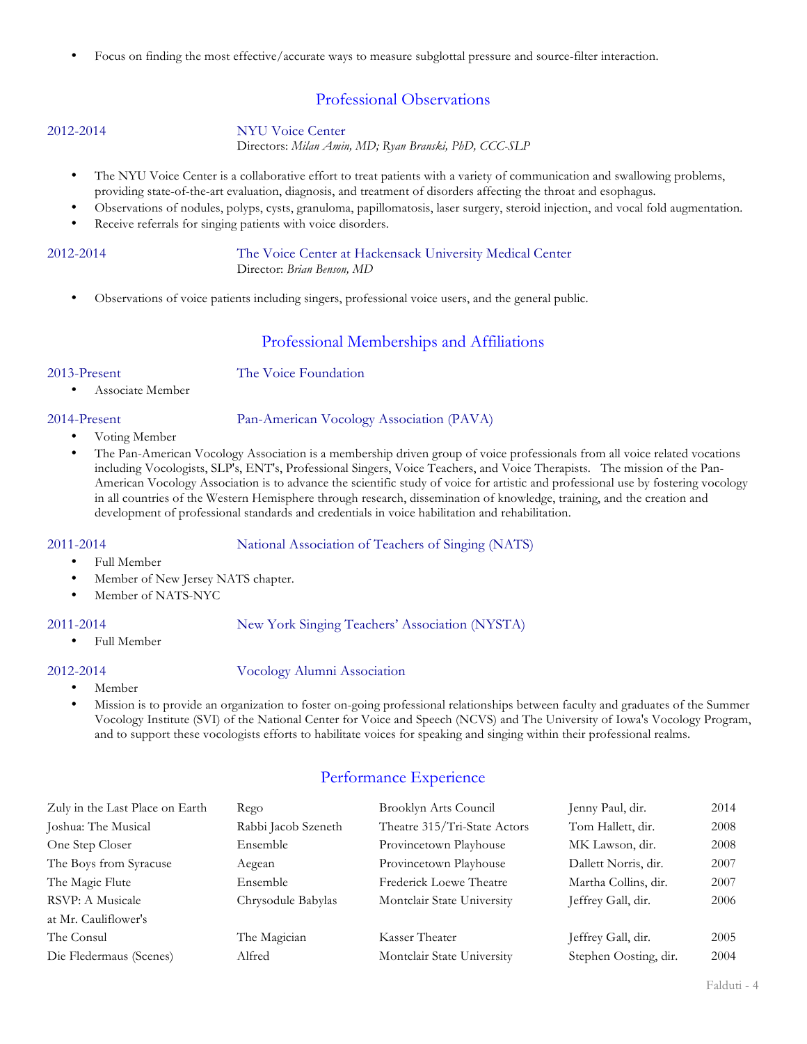- Focus on finding the most effective/accurate ways to measure subglottal pressure and source-filter interaction.

## Professional Observations

**2012-2014** — NYU Voice Center
Directors: *Milan Amin, MD; Ryan Branski, PhD, CCC-SLP*

- The NYU Voice Center is a collaborative effort to treat patients with a variety of communication and swallowing problems, providing state-of-the-art evaluation, diagnosis, and treatment of disorders affecting the throat and esophagus.
- Observations of nodules, polyps, cysts, granuloma, papillomatosis, laser surgery, steroid injection, and vocal fold augmentation.
- Receive referrals for singing patients with voice disorders.

**2012-2014** — The Voice Center at Hackensack University Medical Center
Director: *Brian Benson, MD*

- Observations of voice patients including singers, professional voice users, and the general public.

## Professional Memberships and Affiliations

**2013-Present** — The Voice Foundation

- Associate Member

**2014-Present** — Pan-American Vocology Association (PAVA)

- Voting Member
- The Pan-American Vocology Association is a membership driven group of voice professionals from all voice related vocations including Vocologists, SLP's, ENT's, Professional Singers, Voice Teachers, and Voice Therapists. The mission of the Pan-American Vocology Association is to advance the scientific study of voice for artistic and professional use by fostering vocology in all countries of the Western Hemisphere through research, dissemination of knowledge, training, and the creation and development of professional standards and credentials in voice habilitation and rehabilitation.

**2011-2014** — National Association of Teachers of Singing (NATS)

- Full Member
- Member of New Jersey NATS chapter.
- Member of NATS-NYC

**2011-2014** — New York Singing Teachers' Association (NYSTA)

- Full Member

**2012-2014** — Vocology Alumni Association

- Member
- Mission is to provide an organization to foster on-going professional relationships between faculty and graduates of the Summer Vocology Institute (SVI) of the National Center for Voice and Speech (NCVS) and The University of Iowa's Vocology Program, and to support these vocologists efforts to habilitate voices for speaking and singing within their professional realms.

## Performance Experience

| Production | Role | Venue | Director | Year |
|---|---|---|---|---|
| Zuly in the Last Place on Earth | Rego | Brooklyn Arts Council | Jenny Paul, dir. | 2014 |
| Joshua: The Musical | Rabbi Jacob Szeneth | Theatre 315/Tri-State Actors | Tom Hallett, dir. | 2008 |
| One Step Closer | Ensemble | Provincetown Playhouse | MK Lawson, dir. | 2008 |
| The Boys from Syracuse | Aegean | Provincetown Playhouse | Dallett Norris, dir. | 2007 |
| The Magic Flute | Ensemble | Frederick Loewe Theatre | Martha Collins, dir. | 2007 |
| RSVP: A Musicale at Mr. Cauliflower's | Chrysodule Babylas | Montclair State University | Jeffrey Gall, dir. | 2006 |
| The Consul | The Magician | Kasser Theater | Jeffrey Gall, dir. | 2005 |
| Die Fledermaus (Scenes) | Alfred | Montclair State University | Stephen Oosting, dir. | 2004 |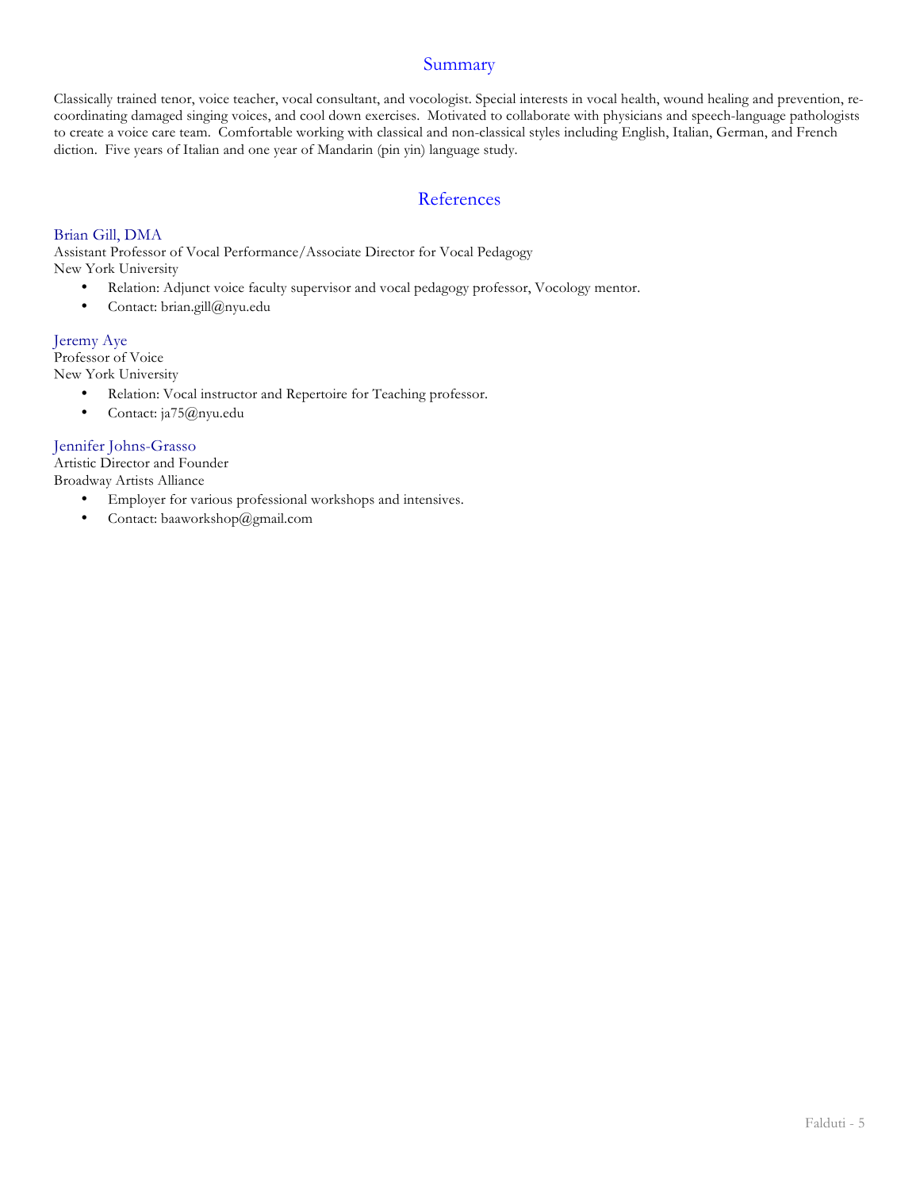## Summary

Classically trained tenor, voice teacher, vocal consultant, and vocologist. Special interests in vocal health, wound healing and prevention, re-coordinating damaged singing voices, and cool down exercises. Motivated to collaborate with physicians and speech-language pathologists to create a voice care team. Comfortable working with classical and non-classical styles including English, Italian, German, and French diction. Five years of Italian and one year of Mandarin (pin yin) language study.

## References

### Brian Gill, DMA

Assistant Professor of Vocal Performance/Associate Director for Vocal Pedagogy
New York University

- Relation: Adjunct voice faculty supervisor and vocal pedagogy professor, Vocology mentor.
- Contact: brian.gill@nyu.edu

### Jeremy Aye

Professor of Voice
New York University

- Relation: Vocal instructor and Repertoire for Teaching professor.
- Contact: ja75@nyu.edu

### Jennifer Johns-Grasso

Artistic Director and Founder
Broadway Artists Alliance

- Employer for various professional workshops and intensives.
- Contact: baaworkshop@gmail.com